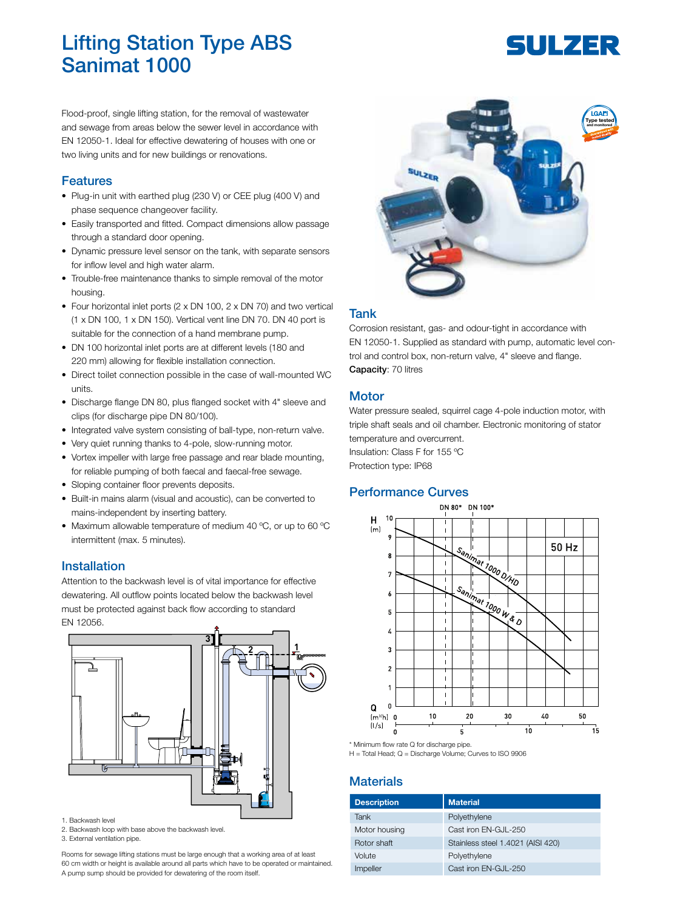# Lifting Station Type ABS Sanimat 1000

Flood-proof, single lifting station, for the removal of wastewater and sewage from areas below the sewer level in accordance with EN 12050-1. Ideal for effective dewatering of houses with one or two living units and for new buildings or renovations.

## Features

- Plug-in unit with earthed plug (230 V) or CEE plug (400 V) and phase sequence changeover facility.
- Easily transported and fitted. Compact dimensions allow passage through a standard door opening.
- Dynamic pressure level sensor on the tank, with separate sensors for inflow level and high water alarm.
- Trouble-free maintenance thanks to simple removal of the motor housing.
- Four horizontal inlet ports (2 x DN 100, 2 x DN 70) and two vertical (1 x DN 100, 1 x DN 150). Vertical vent line DN 70. DN 40 port is suitable for the connection of a hand membrane pump.
- DN 100 horizontal inlet ports are at different levels (180 and 220 mm) allowing for flexible installation connection.
- Direct toilet connection possible in the case of wall-mounted WC units.
- Discharge flange DN 80, plus flanged socket with 4" sleeve and clips (for discharge pipe DN 80/100).
- Integrated valve system consisting of ball-type, non-return valve.
- Very quiet running thanks to 4-pole, slow-running motor.
- Vortex impeller with large free passage and rear blade mounting, for reliable pumping of both faecal and faecal-free sewage.
- Sloping container floor prevents deposits.
- Built-in mains alarm (visual and acoustic), can be converted to mains-independent by inserting battery.
- Maximum allowable temperature of medium 40 °C, or up to 60 °C intermittent (max. 5 minutes).

## Installation

Attention to the backwash level is of vital importance for effective dewatering. All outflow points located below the backwash level must be protected against back flow according to standard EN 12056.

1. Backwash level
2. Backwash loop with base above the backwash level.
3. External ventilation pipe.

Rooms for sewage lifting stations must be large enough that a working area of at least 60 cm width or height is available around all parts which have to be operated or maintained. A pump sump should be provided for dewatering of the room itself.

## Tank

Corrosion resistant, gas- and odour-tight in accordance with EN 12050-1. Supplied as standard with pump, automatic level control and control box, non-return valve, 4" sleeve and flange.

**Capacity**: 70 litres

## Motor

Water pressure sealed, squirrel cage 4-pole induction motor, with triple shaft seals and oil chamber. Electronic monitoring of stator temperature and overcurrent.

Insulation: Class F for 155 °C

Protection type: IP68

## Performance Curves

\* Minimum flow rate Q for discharge pipe.

H = Total Head; Q = Discharge Volume; Curves to ISO 9906

## Materials

| Description | Material |
|---|---|
| Tank | Polyethylene |
| Motor housing | Cast iron EN-GJL-250 |
| Rotor shaft | Stainless steel 1.4021 (AISI 420) |
| Volute | Polyethylene |
| Impeller | Cast iron EN-GJL-250 |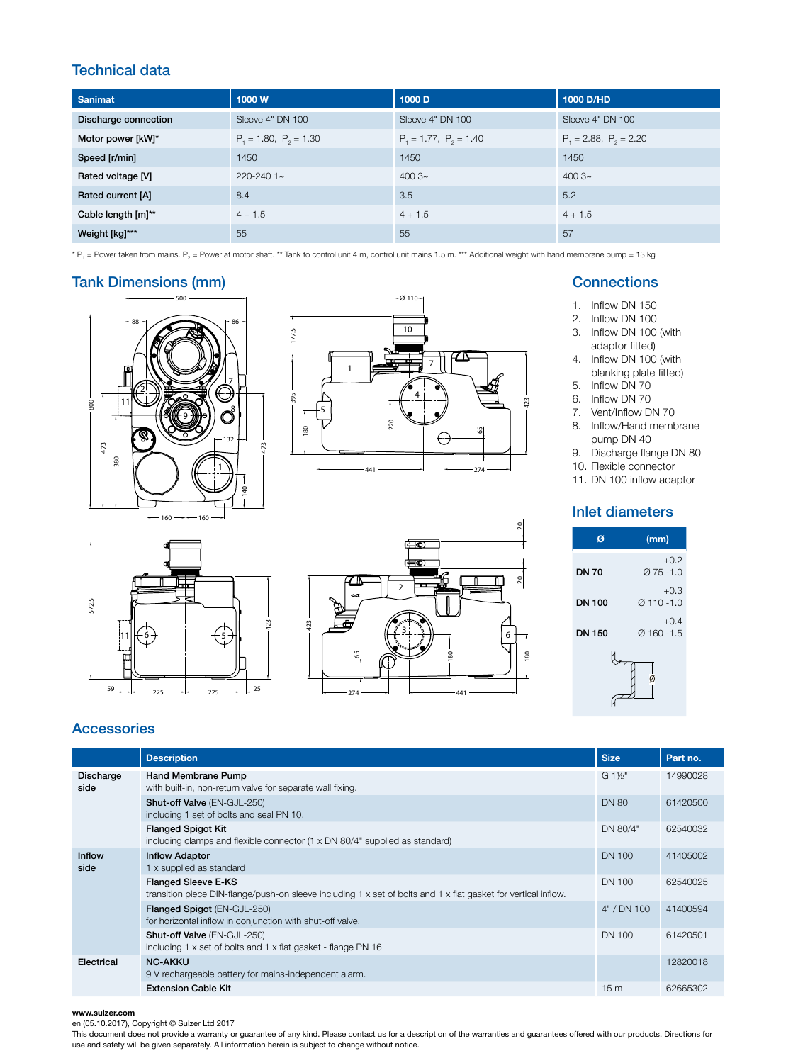## Technical data

| Sanimat | 1000 W | 1000 D | 1000 D/HD |
|---|---|---|---|
| Discharge connection | Sleeve 4" DN 100 | Sleeve 4" DN 100 | Sleeve 4" DN 100 |
| Motor power [kW]* | $P_1$ = 1.80, $P_2$ = 1.30 | $P_1$ = 1.77, $P_2$ = 1.40 | $P_1$ = 2.88, $P_2$ = 2.20 |
| Speed [r/min] | 1450 | 1450 | 1450 |
| Rated voltage [V] | 220-240 1~ | 400 3~ | 400 3~ |
| Rated current [A] | 8.4 | 3.5 | 5.2 |
| Cable length [m]** | 4 + 1.5 | 4 + 1.5 | 4 + 1.5 |
| Weight [kg]*** | 55 | 55 | 57 |

* $P_1$ = Power taken from mains. $P_2$ = Power at motor shaft. ** Tank to control unit 4 m, control unit mains 1.5 m. *** Additional weight with hand membrane pump = 13 kg

## Tank Dimensions (mm)

500
88
86
800
473
380
132
473
140
160
160
Ø 110
177.5
10
1
7
4
395
5
180
220
65
423
441
274
572.5
11
6
5
423
59
225
225
25
20
20
2
423
3
6
65
180
180
274
441

## Connections

1. Inflow DN 150
2. Inflow DN 100
3. Inflow DN 100 (with adaptor fitted)
4. Inflow DN 100 (with blanking plate fitted)
5. Inflow DN 70
6. Inflow DN 70
7. Vent/Inflow DN 70
8. Inflow/Hand membrane pump DN 40
9. Discharge flange DN 80
10. Flexible connector
11. DN 100 inflow adaptor

## Inlet diameters

| Ø | (mm) |
|---|---|
| DN 70 | Ø 75 +0.2 -1.0 |
| DN 100 | Ø 110 +0.3 -1.0 |
| DN 150 | Ø 160 +0.4 -1.5 |

## Accessories

| | Description | Size | Part no. |
|---|---|---|---|
| Discharge side | **Hand Membrane Pump**<br>with built-in, non-return valve for separate wall fixing. | G 1½" | 14990028 |
| | **Shut-off Valve** (EN-GJL-250)<br>including 1 set of bolts and seal PN 10. | DN 80 | 61420500 |
| | **Flanged Spigot Kit**<br>including clamps and flexible connector (1 x DN 80/4" supplied as standard) | DN 80/4" | 62540032 |
| Inflow side | **Inflow Adaptor**<br>1 x supplied as standard | DN 100 | 41405002 |
| | **Flanged Sleeve E-KS**<br>transition piece DIN-flange/push-on sleeve including 1 x set of bolts and 1 x flat gasket for vertical inflow. | DN 100 | 62540025 |
| | **Flanged Spigot** (EN-GJL-250)<br>for horizontal inflow in conjunction with shut-off valve. | 4" / DN 100 | 41400594 |
| | **Shut-off Valve** (EN-GJL-250)<br>including 1 x set of bolts and 1 x flat gasket - flange PN 16 | DN 100 | 61420501 |
| Electrical | **NC-AKKU**<br>9 V rechargeable battery for mains-independent alarm. | | 12820018 |
| | **Extension Cable Kit** | 15 m | 62665302 |

**www.sulzer.com**
en (05.10.2017), Copyright © Sulzer Ltd 2017
This document does not provide a warranty or guarantee of any kind. Please contact us for a description of the warranties and guarantees offered with our products. Directions for use and safety will be given separately. All information herein is subject to change without notice.